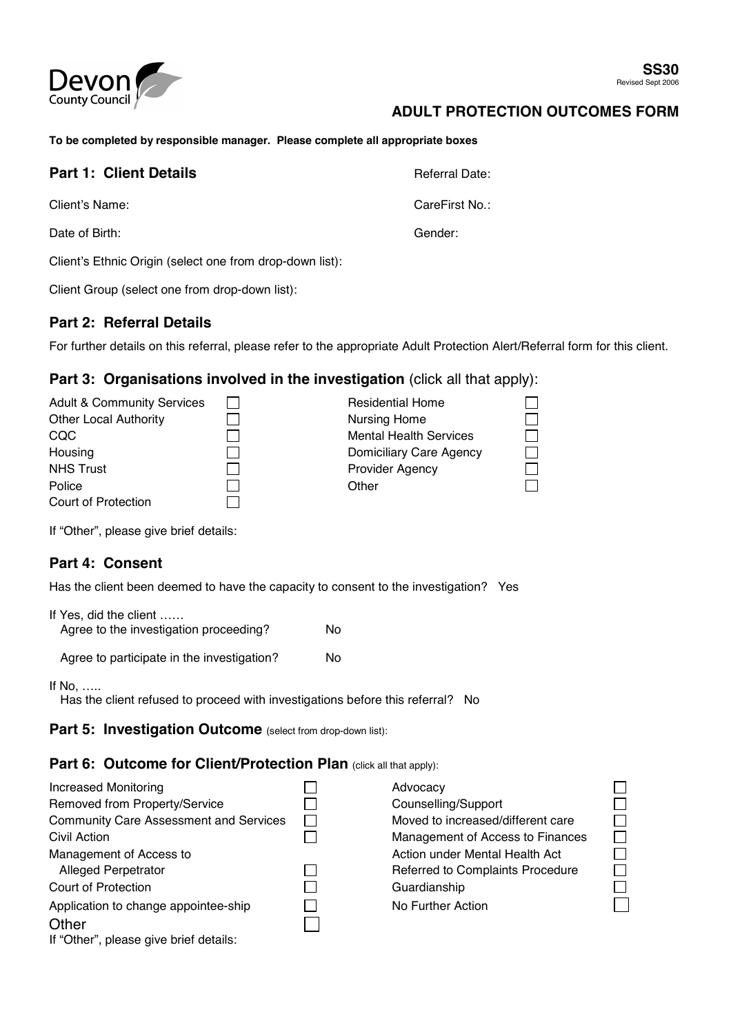Devon County Council

**SS30**
Revised Sept 2006

# ADULT PROTECTION OUTCOMES FORM

**To be completed by responsible manager. Please complete all appropriate boxes**

## Part 1: Client Details

Referral Date:

Client's Name:

CareFirst No.:

Date of Birth:

Gender:

Client's Ethnic Origin (select one from drop-down list):

Client Group (select one from drop-down list):

## Part 2: Referral Details

For further details on this referral, please refer to the appropriate Adult Protection Alert/Referral form for this client.

## Part 3: Organisations involved in the investigation (click all that apply):

| | | | |
|---|---|---|---|
| Adult & Community Services | ☐ | Residential Home | ☐ |
| Other Local Authority | ☐ | Nursing Home | ☐ |
| CQC | ☐ | Mental Health Services | ☐ |
| Housing | ☐ | Domiciliary Care Agency | ☐ |
| NHS Trust | ☐ | Provider Agency | ☐ |
| Police | ☐ | Other | ☐ |
| Court of Protection | ☐ | | |

If "Other", please give brief details:

## Part 4: Consent

Has the client been deemed to have the capacity to consent to the investigation? Yes

If Yes, did the client ……
- Agree to the investigation proceeding? No
- Agree to participate in the investigation? No

If No, …..
- Has the client refused to proceed with investigations before this referral? No

## Part 5: Investigation Outcome (select from drop-down list):

## Part 6: Outcome for Client/Protection Plan (click all that apply):

| | | | |
|---|---|---|---|
| Increased Monitoring | ☐ | Advocacy | ☐ |
| Removed from Property/Service | ☐ | Counselling/Support | ☐ |
| Community Care Assessment and Services | ☐ | Moved to increased/different care | ☐ |
| Civil Action | ☐ | Management of Access to Finances | ☐ |
| Management of Access to Alleged Perpetrator | ☐ | Action under Mental Health Act | ☐ |
| Court of Protection | ☐ | Referred to Complaints Procedure | ☐ |
| Application to change appointee-ship | ☐ | Guardianship | ☐ |
| Other | ☐ | No Further Action | ☐ |

If "Other", please give brief details: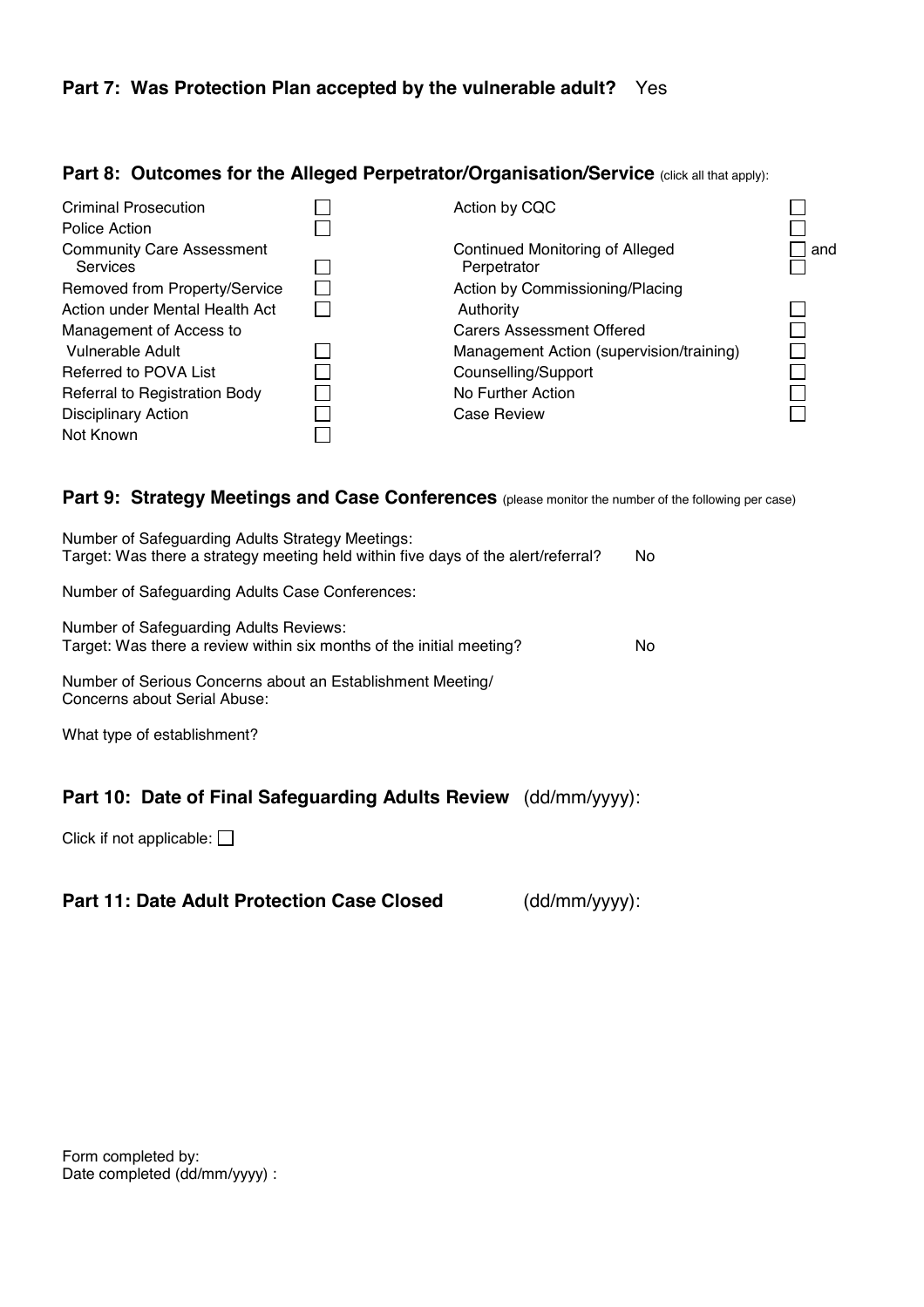## Part 7: Was Protection Plan accepted by the vulnerable adult? Yes

## Part 8: Outcomes for the Alleged Perpetrator/Organisation/Service (click all that apply):

| | | | |
|---|---|---|---|
| Criminal Prosecution | ☐ | Action by CQC | ☐ |
| Police Action | ☐ | | ☐ |
| Community Care Assessment Services | ☐ | Continued Monitoring of Alleged Perpetrator | ☐ and ☐ |
| Removed from Property/Service | ☐ | Action by Commissioning/Placing Authority | ☐ |
| Action under Mental Health Act | ☐ | Carers Assessment Offered | ☐ |
| Management of Access to Vulnerable Adult | ☐ | Management Action (supervision/training) | ☐ |
| Referred to POVA List | ☐ | Counselling/Support | ☐ |
| Referral to Registration Body | ☐ | No Further Action | ☐ |
| Disciplinary Action | ☐ | Case Review | ☐ |
| Not Known | ☐ | | |

## Part 9: Strategy Meetings and Case Conferences (please monitor the number of the following per case)

Number of Safeguarding Adults Strategy Meetings:
Target: Was there a strategy meeting held within five days of the alert/referral? No

Number of Safeguarding Adults Case Conferences:

Number of Safeguarding Adults Reviews:
Target: Was there a review within six months of the initial meeting? No

Number of Serious Concerns about an Establishment Meeting/ Concerns about Serial Abuse:

What type of establishment?

## Part 10: Date of Final Safeguarding Adults Review (dd/mm/yyyy):

Click if not applicable: ☐

## Part 11: Date Adult Protection Case Closed (dd/mm/yyyy):

Form completed by:
Date completed (dd/mm/yyyy) :